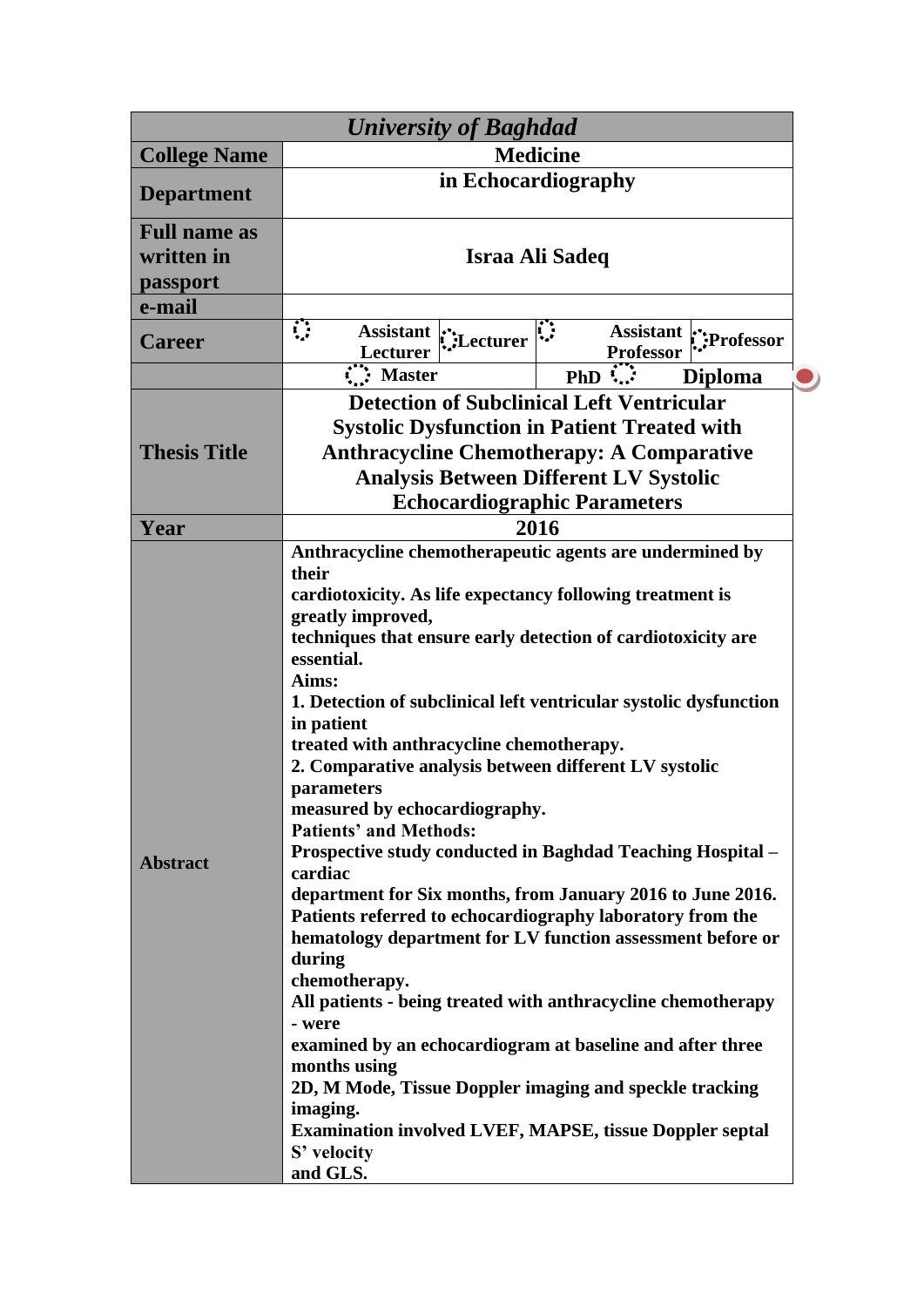| *University of Baghdad* | |
|---|---|
| **College Name** | **Medicine** |
| **Department** | **in Echocardiography** |
| **Full name as written in passport** | **Israa Ali Sadeq** |
| **e-mail** | |
| **Career** | Assistant Lecturer ◌ Lecturer ◌ Assistant Professor ◌ Professor ◌ |
| | ◌ Master ◌ PhD ◌ Diploma |
| **Thesis Title** | **Detection of Subclinical Left Ventricular Systolic Dysfunction in Patient Treated with Anthracycline Chemotherapy: A Comparative Analysis Between Different LV Systolic Echocardiographic Parameters** |
| **Year** | **2016** |
| **Abstract** | **Anthracycline chemotherapeutic agents are undermined by their cardiotoxicity. As life expectancy following treatment is greatly improved, techniques that ensure early detection of cardiotoxicity are essential.**<br>**Aims:**<br>**1. Detection of subclinical left ventricular systolic dysfunction in patient treated with anthracycline chemotherapy.**<br>**2. Comparative analysis between different LV systolic parameters measured by echocardiography.**<br>**Patients' and Methods:**<br>**Prospective study conducted in Baghdad Teaching Hospital – cardiac department for Six months, from January 2016 to June 2016. Patients referred to echocardiography laboratory from the hematology department for LV function assessment before or during chemotherapy.**<br>**All patients - being treated with anthracycline chemotherapy - were examined by an echocardiogram at baseline and after three months using 2D, M Mode, Tissue Doppler imaging and speckle tracking imaging.**<br>**Examination involved LVEF, MAPSE, tissue Doppler septal S' velocity and GLS.** |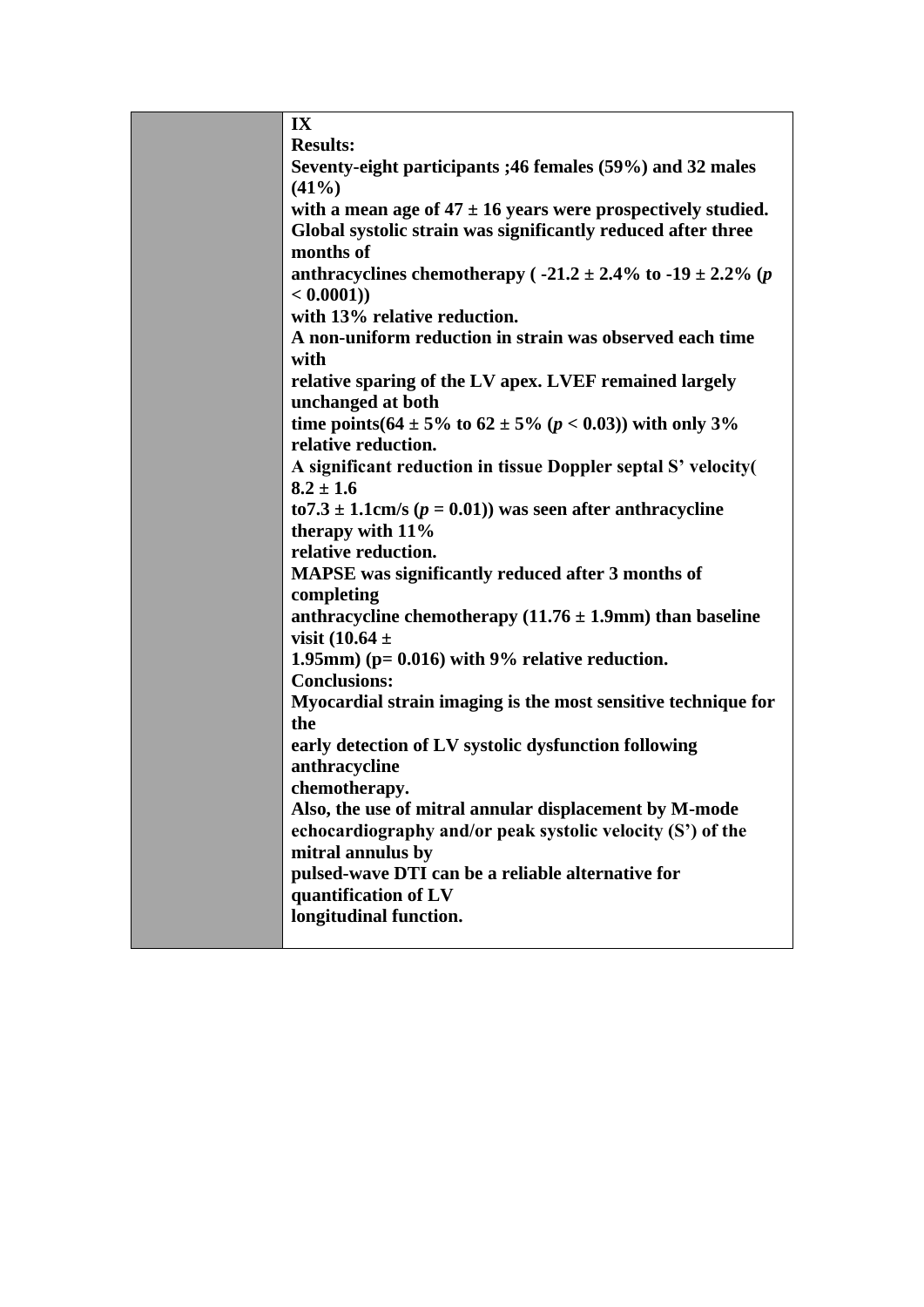**IX**

**Results:**

**Seventy-eight participants ;46 females (59%) and 32 males (41%) with a mean age of 47 ± 16 years were prospectively studied. Global systolic strain was significantly reduced after three months of anthracyclines chemotherapy ( -21.2 ± 2.4% to -19 ± 2.2% (*p* < 0.0001)) with 13% relative reduction.**

**A non-uniform reduction in strain was observed each time with relative sparing of the LV apex. LVEF remained largely unchanged at both time points(64 ± 5% to 62 ± 5% (*p* < 0.03)) with only 3% relative reduction.**

**A significant reduction in tissue Doppler septal S' velocity( 8.2 ± 1.6 to7.3 ± 1.1cm/s (*p* = 0.01)) was seen after anthracycline therapy with 11% relative reduction.**

**MAPSE was significantly reduced after 3 months of completing anthracycline chemotherapy (11.76 ± 1.9mm) than baseline visit (10.64 ± 1.95mm) (p= 0.016) with 9% relative reduction.**

**Conclusions:**

**Myocardial strain imaging is the most sensitive technique for the early detection of LV systolic dysfunction following anthracycline chemotherapy.**

**Also, the use of mitral annular displacement by M-mode echocardiography and/or peak systolic velocity (S') of the mitral annulus by pulsed-wave DTI can be a reliable alternative for quantification of LV longitudinal function.**